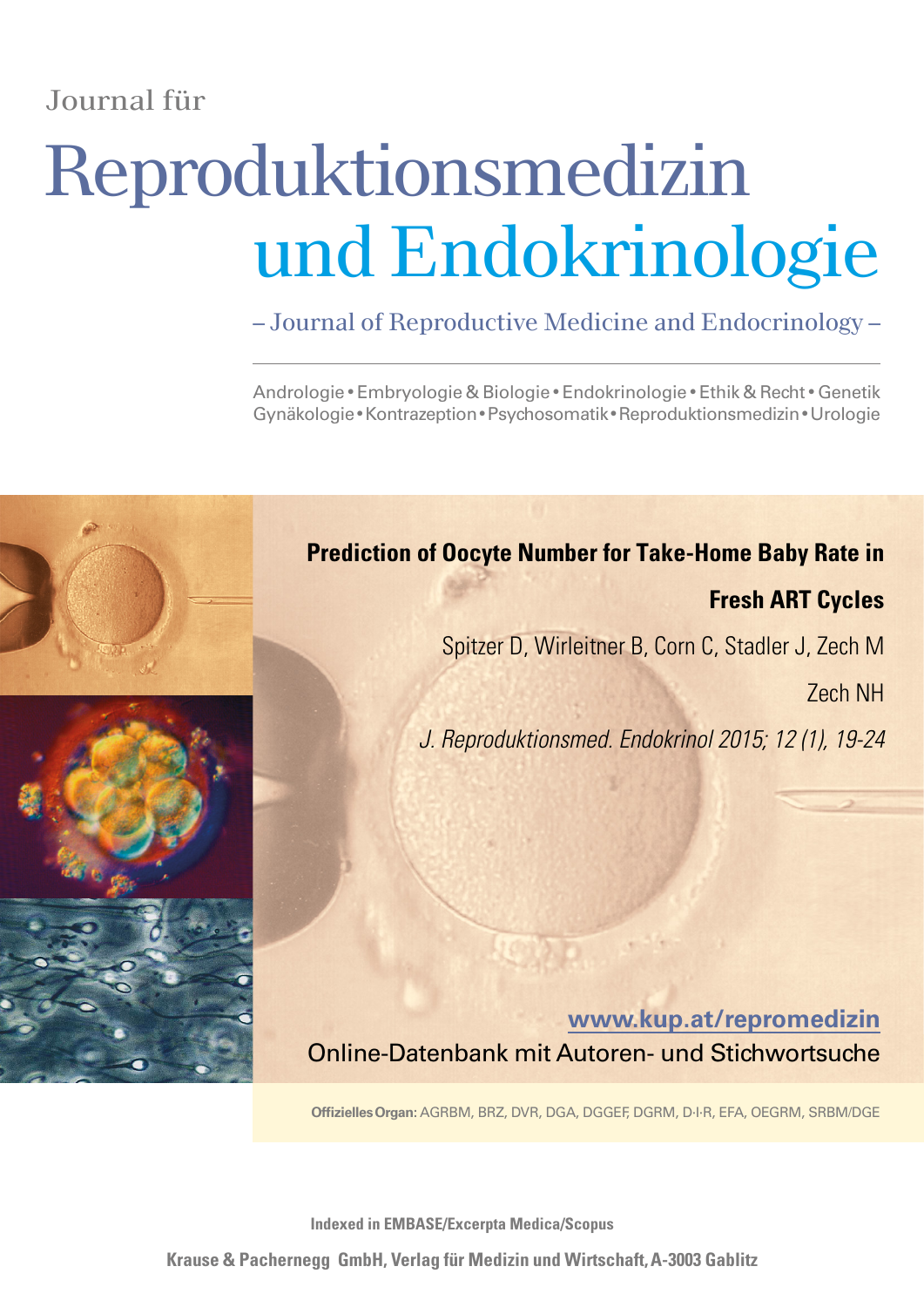Journal für

# Reproduktionsmedizin und Endokrinologie

– Journal of Reproductive Medicine and Endocrinology –

Andrologie • Embryologie & Biologie • Endokrinologie • Ethik & Recht • Genetik Gynäkologie • Kontrazeption • Psychosomatik • Reproduktionsmedizin • Urologie

## Prediction of Oocyte Number for Take-Home Baby Rate in Fresh ART Cycles

Spitzer D, Wirleitner B, Corn C, Stadler J, Zech M Zech NH

*J. Reproduktionsmed. Endokrinol 2015; 12 (1), 19-24*

www.kup.at/repromedizin

Online-Datenbank mit Autoren- und Stichwortsuche

**Offizielles Organ:** AGRBM, BRZ, DVR, DGA, DGGEF, DGRM, D·I·R, EFA, OEGRM, SRBM/DGE

**Indexed in EMBASE/Excerpta Medica/Scopus**

**Krause & Pachernegg GmbH, Verlag für Medizin und Wirtschaft, A-3003 Gablitz**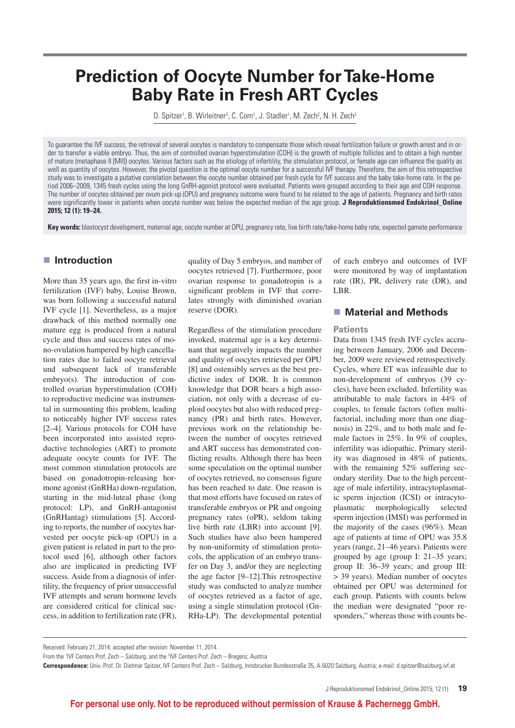# Prediction of Oocyte Number for Take-Home Baby Rate in Fresh ART Cycles

D. Spitzer[1], B. Wirleitner[2], C. Corn[1], J. Stadler[1], M. Zech[2], N. H. Zech[2]

To guarantee the IVF success, the retrieval of several oocytes is mandatory to compensate those which reveal fertilization failure or growth arrest and in order to transfer a viable embryo. Thus, the aim of controlled ovarian hyperstimulation (COH) is the growth of multiple follicles and to obtain a high number of mature (metaphase II [MII]) oocytes. Various factors such as the etiology of infertility, the stimulation protocol, or female age can influence the quality as well as quantity of oocytes. However, the pivotal question is the optimal oocyte number for a successful IVF therapy. Therefore, the aim of this retrospective study was to investigate a putative correlation between the oocyte number obtained per fresh cycle for IVF success and the baby take-home rate. In the period 2006–2009, 1345 fresh cycles using the long GnRH-agonist protocol were evaluated. Patients were grouped according to their age and COH response. The number of oocytes obtained per ovum pick-up (OPU) and pregnancy outcome were found to be related to the age of patients. Pregnancy and birth rates were significantly lower in patients when oocyte number was below the expected median of the age group. **J Reproduktionsmed Endokrinol_Online 2015; 12 (1): 19–24.**

**Key words:** blastocyst development, maternal age, oocyte number at OPU, pregnancy rate, live birth rate/take-home baby rate, expected gamete performance

## Introduction

More than 35 years ago, the first in-vitro fertilization (IVF) baby, Louise Brown, was born following a successful natural IVF cycle [1]. Nevertheless, as a major drawback of this method normally one mature egg is produced from a natural cycle and thus and success rates of mono-ovulation hampered by high cancellation rates due to failed oocyte retrieval und subsequent lack of transferable embryo(s). The introduction of controlled ovarian hyperstimulation (COH) to reproductive medicine was instrumental in surmounting this problem, leading to noticeably higher IVF success rates [2–4]. Various protocols for COH have been incorporated into assisted reproductive technologies (ART) to promote adequate oocyte counts for IVF. The most common stimulation protocols are based on gonadotropin-releasing hormone agonist (GnRHa) down-regulation, starting in the mid-luteal phase (long protocol: LP), and GnRH-antagonist (GnRHantag) stimulations [5]. According to reports, the number of oocytes harvested per oocyte pick-up (OPU) in a given patient is related in part to the protocol used [6], although other factors also are implicated in predicting IVF success. Aside from a diagnosis of infertility, the frequency of prior unsuccessful IVF attempts and serum hormone levels are considered critical for clinical success, in addition to fertilization rate (FR), quality of Day 5 embryos, and number of oocytes retrieved [7]. Furthermore, poor ovarian response to gonadotropin is a significant problem in IVF that correlates strongly with diminished ovarian reserve (DOR).

Regardless of the stimulation procedure invoked, maternal age is a key determinant that negatively impacts the number and quality of oocytes retrieved per OPU [8] and ostensibly serves as the best predictive index of DOR. It is common knowledge that DOR bears a high association, not only with a decrease of euploid oocytes but also with reduced pregnancy (PR) and birth rates. However, previous work on the relationship between the number of oocytes retrieved and ART success has demonstrated conflicting results. Although there has been some speculation on the optimal number of oocytes retrieved, no consensus figure has been reached to date. One reason is that most efforts have focused on rates of transferable embryos or PR and ongoing pregnancy rates (oPR), seldom taking live birth rate (LBR) into account [9]. Such studies have also been hampered by non-uniformity of stimulation protocols, the application of an embryo transfer on Day 3, and/or they are neglecting the age factor [9–12].This retrospective study was conducted to analyze number of oocytes retrieved as a factor of age, using a single stimulation protocol (GnRHa-LP). The developmental potential of each embryo and outcomes of IVF were monitored by way of implantation rate (IR), PR, delivery rate (DR), and LBR.

## Material and Methods

### Patients

Data from 1345 fresh IVF cycles accruing between January, 2006 and December, 2009 were reviewed retrospectively. Cycles, where ET was infeasible due to non-development of embryos (39 cycles), have been excluded. Infertility was attributable to male factors in 44% of couples, to female factors (often multifactorial, including more than one diagnosis) in 22%, and to both male and female factors in 25%. In 9% of couples, infertility was idiopathic. Primary sterility was diagnosed in 48% of patients, with the remaining 52% suffering secondary sterility. Due to the high percentage of male infertility, intracytoplasmatic sperm injection (ICSI) or intracytoplasmatic morphologically selected sperm injection (IMSI) was performed in the majority of the cases (96%). Mean age of patients at time of OPU was 35.8 years (range, 21–46 years). Patients were grouped by age (group I: 21–35 years; group II: 36–39 years; and group III: > 39 years). Median number of oocytes obtained per OPU was determined for each group. Patients with counts below the median were designated "poor responders," whereas those with counts be-

Received: February 21, 2014; accepted after revision: November 11, 2014.

From the [1]IVF Centers Prof. Zech – Salzburg, and the [2]IVF Centers Prof. Zech – Bregenz, Austria

**Correspondence:** Univ.-Prof. Dr. Dietmar Spitzer, IVF Centers Prof. Zech – Salzburg, Innsbrucker Bundesstraße 35, A-5020 Salzburg, Austria; e-mail: d.spitzer@salzburg.ivf.at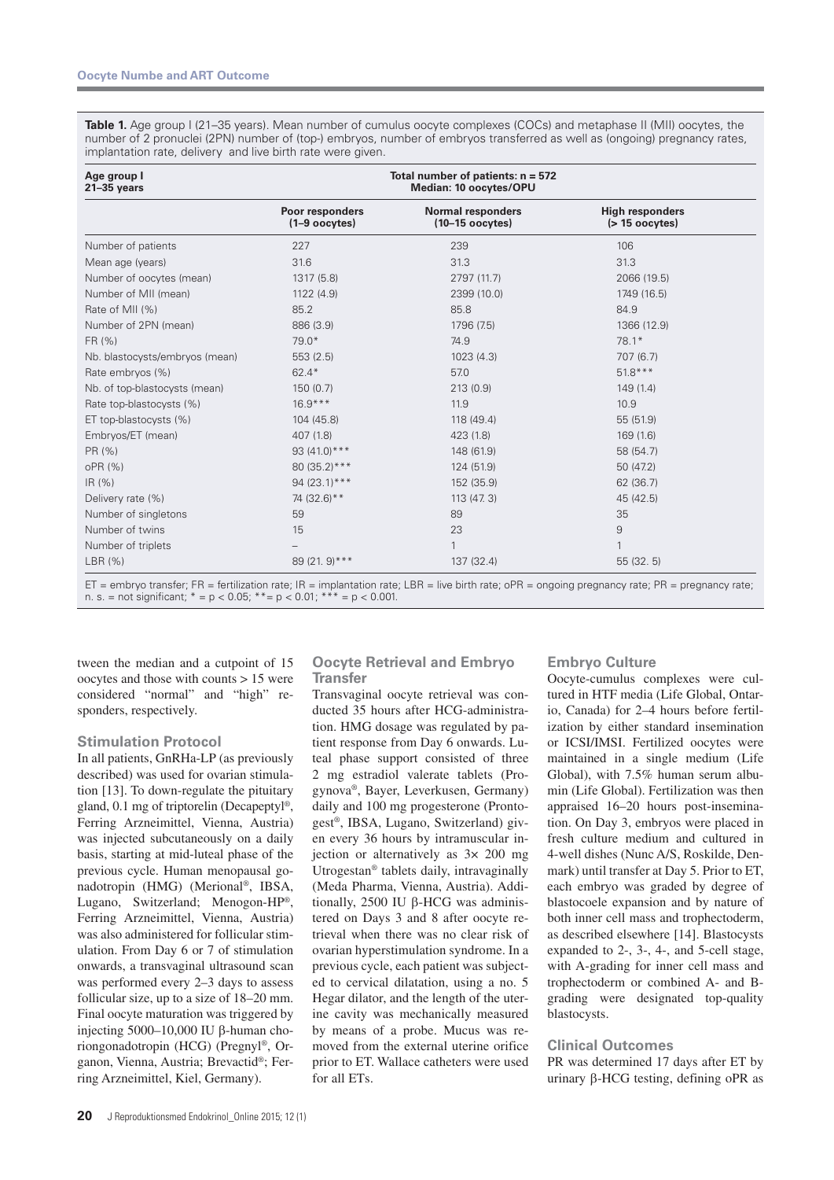**Table 1.** Age group I (21–35 years). Mean number of cumulus oocyte complexes (COCs) and metaphase II (MII) oocytes, the number of 2 pronuclei (2PN) number of (top-) embryos, number of embryos transferred as well as (ongoing) pregnancy rates, implantation rate, delivery and live birth rate were given.

| Age group I 21–35 years | Total number of patients: n = 572 Median: 10 oocytes/OPU | | |
|---|---|---|---|
| | Poor responders (1–9 oocytes) | Normal responders (10–15 oocytes) | High responders (> 15 oocytes) |
| Number of patients | 227 | 239 | 106 |
| Mean age (years) | 31.6 | 31.3 | 31.3 |
| Number of oocytes (mean) | 1317 (5.8) | 2797 (11.7) | 2066 (19.5) |
| Number of MII (mean) | 1122 (4.9) | 2399 (10.0) | 1749 (16.5) |
| Rate of MII (%) | 85.2 | 85.8 | 84.9 |
| Number of 2PN (mean) | 886 (3.9) | 1796 (7.5) | 1366 (12.9) |
| FR (%) | 79.0* | 74.9 | 78.1* |
| Nb. blastocysts/embryos (mean) | 553 (2.5) | 1023 (4.3) | 707 (6.7) |
| Rate embryos (%) | 62.4* | 57.0 | 51.8*** |
| Nb. of top-blastocysts (mean) | 150 (0.7) | 213 (0.9) | 149 (1.4) |
| Rate top-blastocysts (%) | 16.9*** | 11.9 | 10.9 |
| ET top-blastocysts (%) | 104 (45.8) | 118 (49.4) | 55 (51.9) |
| Embryos/ET (mean) | 407 (1.8) | 423 (1.8) | 169 (1.6) |
| PR (%) | 93 (41.0)*** | 148 (61.9) | 58 (54.7) |
| oPR (%) | 80 (35.2)*** | 124 (51.9) | 50 (47.2) |
| IR (%) | 94 (23.1)*** | 152 (35.9) | 62 (36.7) |
| Delivery rate (%) | 74 (32.6)** | 113 (47. 3) | 45 (42.5) |
| Number of singletons | 59 | 89 | 35 |
| Number of twins | 15 | 23 | 9 |
| Number of triplets | – | 1 | 1 |
| LBR (%) | 89 (21. 9)*** | 137 (32.4) | 55 (32. 5) |

ET = embryo transfer; FR = fertilization rate; IR = implantation rate; LBR = live birth rate; oPR = ongoing pregnancy rate; PR = pregnancy rate; n. s. = not significant; * = $p < 0.05$; ** = $p < 0.01$; *** = $p < 0.001$.

tween the median and a cutpoint of 15 oocytes and those with counts > 15 were considered "normal" and "high" responders, respectively.

### Stimulation Protocol

In all patients, GnRHa-LP (as previously described) was used for ovarian stimulation [13]. To down-regulate the pituitary gland, 0.1 mg of triptorelin (Decapeptyl®, Ferring Arzneimittel, Vienna, Austria) was injected subcutaneously on a daily basis, starting at mid-luteal phase of the previous cycle. Human menopausal gonadotropin (HMG) (Merional®, IBSA, Lugano, Switzerland; Menogon-HP®, Ferring Arzneimittel, Vienna, Austria) was also administered for follicular stimulation. From Day 6 or 7 of stimulation onwards, a transvaginal ultrasound scan was performed every 2–3 days to assess follicular size, up to a size of 18–20 mm. Final oocyte maturation was triggered by injecting 5000–10,000 IU β-human choriongonadotropin (HCG) (Pregnyl®, Organon, Vienna, Austria; Brevactid®; Ferring Arzneimittel, Kiel, Germany).

### Oocyte Retrieval and Embryo Transfer

Transvaginal oocyte retrieval was conducted 35 hours after HCG-administration. HMG dosage was regulated by patient response from Day 6 onwards. Luteal phase support consisted of three 2 mg estradiol valerate tablets (Progynova®, Bayer, Leverkusen, Germany) daily and 100 mg progesterone (Prontogest®, IBSA, Lugano, Switzerland) given every 36 hours by intramuscular injection or alternatively as 3× 200 mg Utrogestan® tablets daily, intravaginally (Meda Pharma, Vienna, Austria). Additionally, 2500 IU β-HCG was administered on Days 3 and 8 after oocyte retrieval when there was no clear risk of ovarian hyperstimulation syndrome. In a previous cycle, each patient was subjected to cervical dilatation, using a no. 5 Hegar dilator, and the length of the uterine cavity was mechanically measured by means of a probe. Mucus was removed from the external uterine orifice prior to ET. Wallace catheters were used for all ETs.

### Embryo Culture

Oocyte-cumulus complexes were cultured in HTF media (Life Global, Ontario, Canada) for 2–4 hours before fertilization by either standard insemination or ICSI/IMSI. Fertilized oocytes were maintained in a single medium (Life Global), with 7.5% human serum albumin (Life Global). Fertilization was then appraised 16–20 hours post-insemination. On Day 3, embryos were placed in fresh culture medium and cultured in 4-well dishes (Nunc A/S, Roskilde, Denmark) until transfer at Day 5. Prior to ET, each embryo was graded by degree of blastocoele expansion and by nature of both inner cell mass and trophectoderm, as described elsewhere [14]. Blastocysts expanded to 2-, 3-, 4-, and 5-cell stage, with A-grading for inner cell mass and trophectoderm or combined A- and B-grading were designated top-quality blastocysts.

### Clinical Outcomes

PR was determined 17 days after ET by urinary β-HCG testing, defining oPR as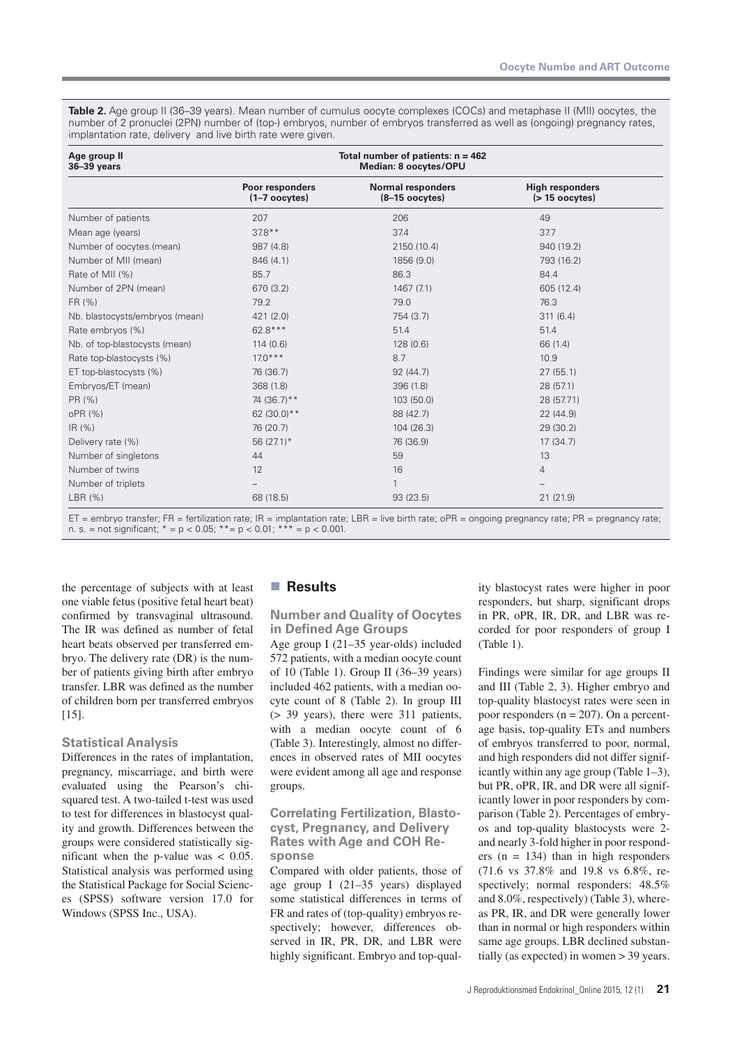**Table 2.** Age group II (36–39 years). Mean number of cumulus oocyte complexes (COCs) and metaphase II (MII) oocytes, the number of 2 pronuclei (2PN) number of (top-) embryos, number of embryos transferred as well as (ongoing) pregnancy rates, implantation rate, delivery and live birth rate were given.

| **Age group II 36–39 years** | **Total number of patients: n = 462 Median: 8 oocytes/OPU** | | |
|---|---|---|---|
| | **Poor responders (1–7 oocytes)** | **Normal responders (8–15 oocytes)** | **High responders (> 15 oocytes)** |
| Number of patients | 207 | 206 | 49 |
| Mean age (years) | 37.8** | 37.4 | 37.7 |
| Number of oocytes (mean) | 987 (4.8) | 2150 (10.4) | 940 (19.2) |
| Number of MII (mean) | 846 (4.1) | 1856 (9.0) | 793 (16.2) |
| Rate of MII (%) | 85.7 | 86.3 | 84.4 |
| Number of 2PN (mean) | 670 (3.2) | 1467 (7.1) | 605 (12.4) |
| FR (%) | 79.2 | 79.0 | 76.3 |
| Nb. blastocysts/embryos (mean) | 421 (2.0) | 754 (3.7) | 311 (6.4) |
| Rate embryos (%) | 62.8*** | 51.4 | 51.4 |
| Nb. of top-blastocysts (mean) | 114 (0.6) | 128 (0.6) | 66 (1.4) |
| Rate top-blastocysts (%) | 17.0*** | 8.7 | 10.9 |
| ET top-blastocysts (%) | 76 (36.7) | 92 (44.7) | 27 (55.1) |
| Embryos/ET (mean) | 368 (1.8) | 396 (1.8) | 28 (57.1) |
| PR (%) | 74 (36.7)** | 103 (50.0) | 28 (57.71) |
| oPR (%) | 62 (30.0)** | 88 (42.7) | 22 (44.9) |
| IR (%) | 76 (20.7) | 104 (26.3) | 29 (30.2) |
| Delivery rate (%) | 56 (27.1)* | 76 (36.9) | 17 (34.7) |
| Number of singletons | 44 | 59 | 13 |
| Number of twins | 12 | 16 | 4 |
| Number of triplets | – | 1 | – |
| LBR (%) | 68 (18.5) | 93 (23.5) | 21 (21.9) |

ET = embryo transfer; FR = fertilization rate; IR = implantation rate; LBR = live birth rate; oPR = ongoing pregnancy rate; PR = pregnancy rate; n. s. = not significant; * = $p < 0.05$; ** = $p < 0.01$; *** = $p < 0.001$.

the percentage of subjects with at least one viable fetus (positive fetal heart beat) confirmed by transvaginal ultrasound. The IR was defined as number of fetal heart beats observed per transferred embryo. The delivery rate (DR) is the number of patients giving birth after embryo transfer. LBR was defined as the number of children born per transferred embryos [15].

### Statistical Analysis

Differences in the rates of implantation, pregnancy, miscarriage, and birth were evaluated using the Pearson's chi-squared test. A two-tailed t-test was used to test for differences in blastocyst quality and growth. Differences between the groups were considered statistically significant when the p-value was < 0.05. Statistical analysis was performed using the Statistical Package for Social Sciences (SPSS) software version 17.0 for Windows (SPSS Inc., USA).

## Results

### Number and Quality of Oocytes in Defined Age Groups

Age group I (21–35 year-olds) included 572 patients, with a median oocyte count of 10 (Table 1). Group II (36–39 years) included 462 patients, with a median oocyte count of 8 (Table 2). In group III (> 39 years), there were 311 patients, with a median oocyte count of 6 (Table 3). Interestingly, almost no differences in observed rates of MII oocytes were evident among all age and response groups.

### Correlating Fertilization, Blastocyst, Pregnancy, and Delivery Rates with Age and COH Response

Compared with older patients, those of age group I (21–35 years) displayed some statistical differences in terms of FR and rates of (top-quality) embryos respectively; however, differences observed in IR, PR, DR, and LBR were highly significant. Embryo and top-quality blastocyst rates were higher in poor responders, but sharp, significant drops in PR, oPR, IR, DR, and LBR was recorded for poor responders of group I (Table 1).

Findings were similar for age groups II and III (Table 2, 3). Higher embryo and top-quality blastocyst rates were seen in poor responders (n = 207). On a percentage basis, top-quality ETs and numbers of embryos transferred to poor, normal, and high responders did not differ significantly within any age group (Table 1–3), but PR, oPR, IR, and DR were all significantly lower in poor responders by comparison (Table 2). Percentages of embryos and top-quality blastocysts were 2- and nearly 3-fold higher in poor responders (n = 134) than in high responders (71.6 vs 37.8% and 19.8 vs 6.8%, respectively; normal responders: 48.5% and 8.0%, respectively) (Table 3), whereas PR, IR, and DR were generally lower than in normal or high responders within same age groups. LBR declined substantially (as expected) in women > 39 years.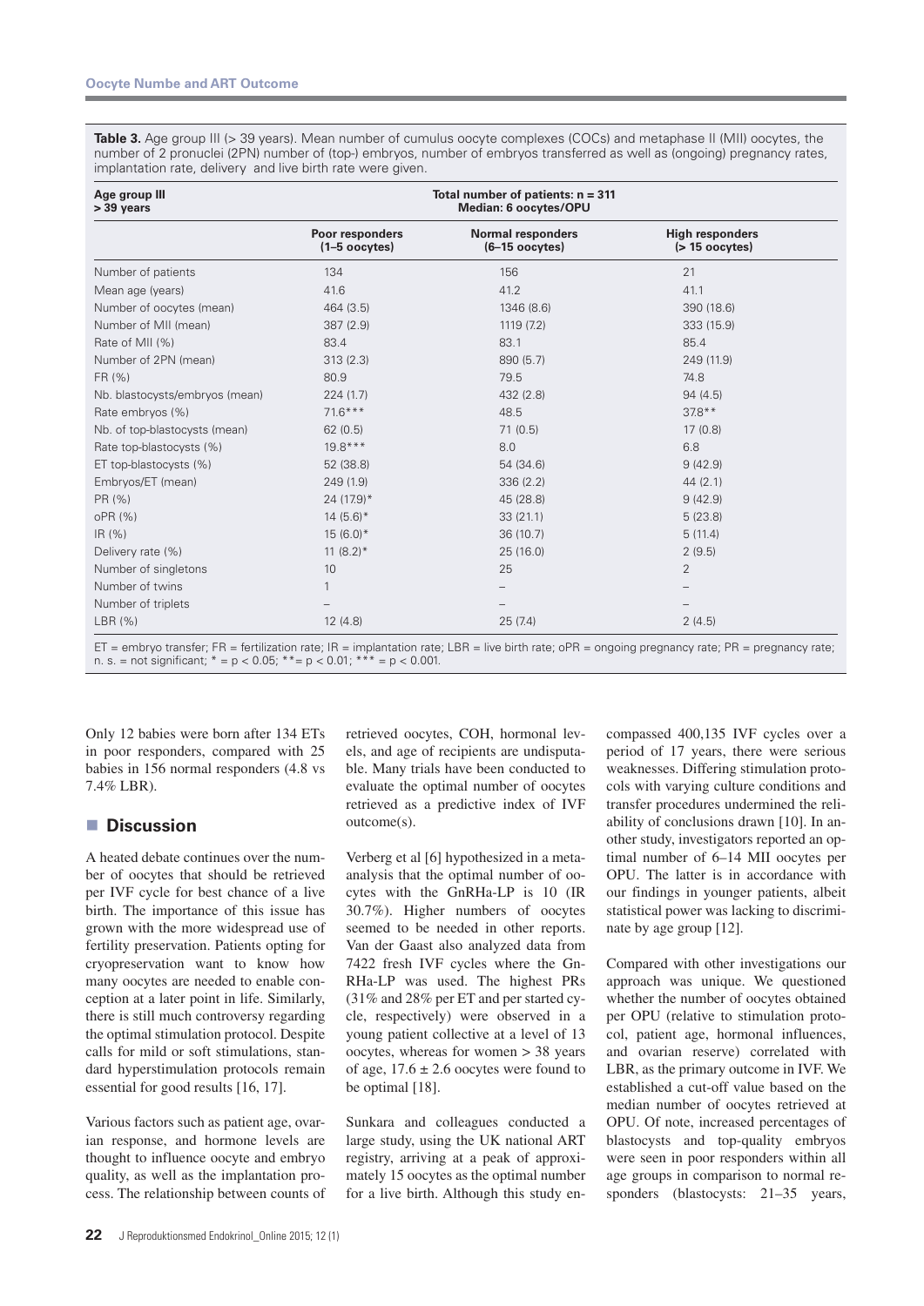**Table 3.** Age group III (> 39 years). Mean number of cumulus oocyte complexes (COCs) and metaphase II (MII) oocytes, the number of 2 pronuclei (2PN) number of (top-) embryos, number of embryos transferred as well as (ongoing) pregnancy rates, implantation rate, delivery and live birth rate were given.

| **Age group III > 39 years** | **Total number of patients: n = 311 Median: 6 oocytes/OPU** | | |
|---|---|---|---|
| | **Poor responders (1–5 oocytes)** | **Normal responders (6–15 oocytes)** | **High responders (> 15 oocytes)** |
| Number of patients | 134 | 156 | 21 |
| Mean age (years) | 41.6 | 41.2 | 41.1 |
| Number of oocytes (mean) | 464 (3.5) | 1346 (8.6) | 390 (18.6) |
| Number of MII (mean) | 387 (2.9) | 1119 (7.2) | 333 (15.9) |
| Rate of MII (%) | 83.4 | 83.1 | 85.4 |
| Number of 2PN (mean) | 313 (2.3) | 890 (5.7) | 249 (11.9) |
| FR (%) | 80.9 | 79.5 | 74.8 |
| Nb. blastocysts/embryos (mean) | 224 (1.7) | 432 (2.8) | 94 (4.5) |
| Rate embryos (%) | 71.6*** | 48.5 | 37.8** |
| Nb. of top-blastocysts (mean) | 62 (0.5) | 71 (0.5) | 17 (0.8) |
| Rate top-blastocysts (%) | 19.8*** | 8.0 | 6.8 |
| ET top-blastocysts (%) | 52 (38.8) | 54 (34.6) | 9 (42.9) |
| Embryos/ET (mean) | 249 (1.9) | 336 (2.2) | 44 (2.1) |
| PR (%) | 24 (17.9)* | 45 (28.8) | 9 (42.9) |
| oPR (%) | 14 (5.6)* | 33 (21.1) | 5 (23.8) |
| IR (%) | 15 (6.0)* | 36 (10.7) | 5 (11.4) |
| Delivery rate (%) | 11 (8.2)* | 25 (16.0) | 2 (9.5) |
| Number of singletons | 10 | 25 | 2 |
| Number of twins | 1 | – | – |
| Number of triplets | – | – | – |
| LBR (%) | 12 (4.8) | 25 (7.4) | 2 (4.5) |

ET = embryo transfer; FR = fertilization rate; IR = implantation rate; LBR = live birth rate; oPR = ongoing pregnancy rate; PR = pregnancy rate; n. s. = not significant; * = $p < 0.05$; ** = $p < 0.01$; *** = $p < 0.001$.

Only 12 babies were born after 134 ETs in poor responders, compared with 25 babies in 156 normal responders (4.8 vs 7.4% LBR).

## Discussion

A heated debate continues over the number of oocytes that should be retrieved per IVF cycle for best chance of a live birth. The importance of this issue has grown with the more widespread use of fertility preservation. Patients opting for cryopreservation want to know how many oocytes are needed to enable conception at a later point in life. Similarly, there is still much controversy regarding the optimal stimulation protocol. Despite calls for mild or soft stimulations, standard hyperstimulation protocols remain essential for good results [16, 17].

Various factors such as patient age, ovarian response, and hormone levels are thought to influence oocyte and embryo quality, as well as the implantation process. The relationship between counts of retrieved oocytes, COH, hormonal levels, and age of recipients are undisputable. Many trials have been conducted to evaluate the optimal number of oocytes retrieved as a predictive index of IVF outcome(s).

Verberg et al [6] hypothesized in a meta-analysis that the optimal number of oocytes with the GnRHa-LP is 10 (IR 30.7%). Higher numbers of oocytes seemed to be needed in other reports. Van der Gaast also analyzed data from 7422 fresh IVF cycles where the GnRHa-LP was used. The highest PRs (31% and 28% per ET and per started cycle, respectively) were observed in a young patient collective at a level of 13 oocytes, whereas for women > 38 years of age, 17.6 ± 2.6 oocytes were found to be optimal [18].

Sunkara and colleagues conducted a large study, using the UK national ART registry, arriving at a peak of approximately 15 oocytes as the optimal number for a live birth. Although this study encompassed 400,135 IVF cycles over a period of 17 years, there were serious weaknesses. Differing stimulation protocols with varying culture conditions and transfer procedures undermined the reliability of conclusions drawn [10]. In another study, investigators reported an optimal number of 6–14 MII oocytes per OPU. The latter is in accordance with our findings in younger patients, albeit statistical power was lacking to discriminate by age group [12].

Compared with other investigations our approach was unique. We questioned whether the number of oocytes obtained per OPU (relative to stimulation protocol, patient age, hormonal influences, and ovarian reserve) correlated with LBR, as the primary outcome in IVF. We established a cut-off value based on the median number of oocytes retrieved at OPU. Of note, increased percentages of blastocysts and top-quality embryos were seen in poor responders within all age groups in comparison to normal responders (blastocysts: 21–35 years,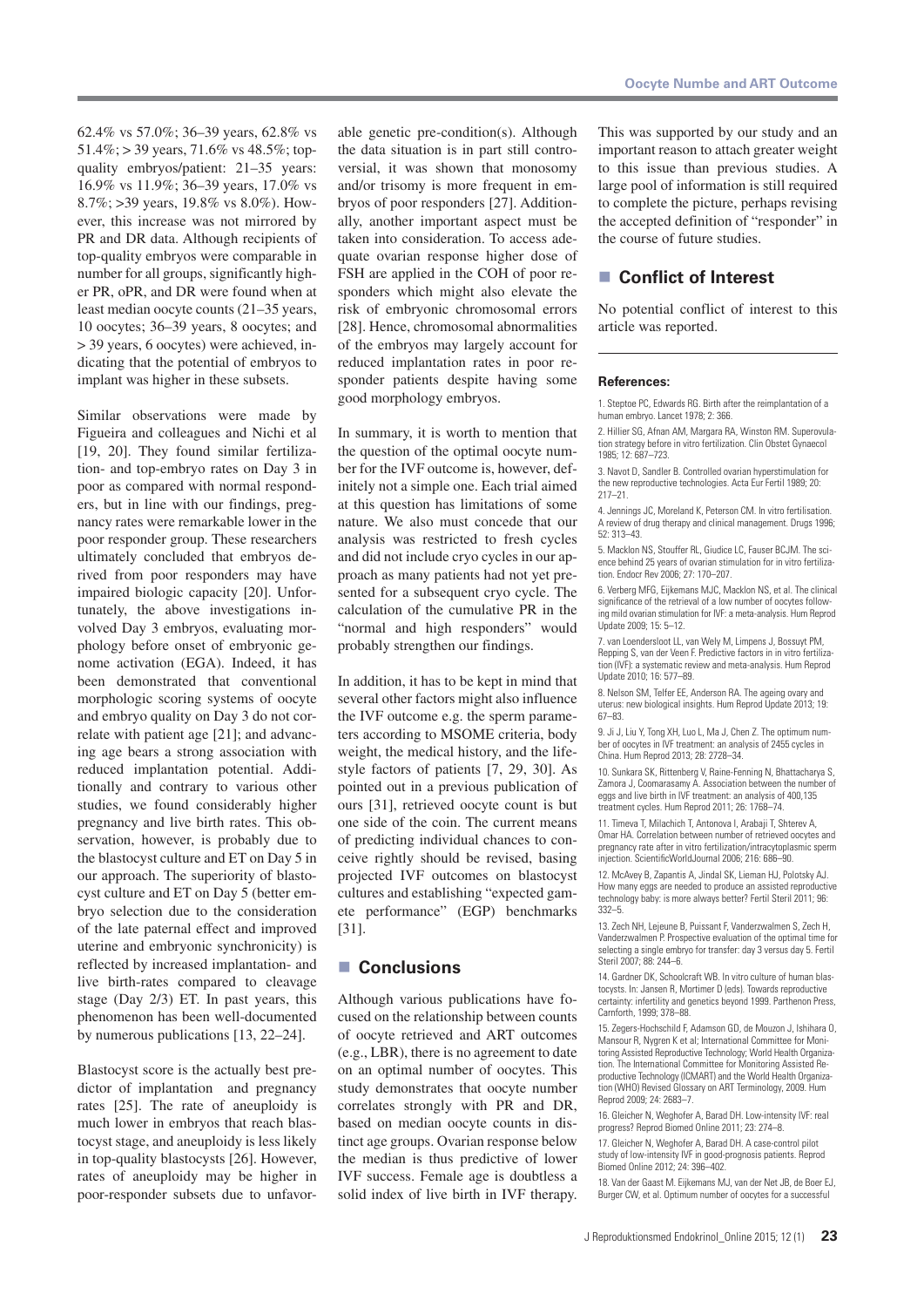62.4% vs 57.0%; 36–39 years, 62.8% vs 51.4%; > 39 years, 71.6% vs 48.5%; top-quality embryos/patient: 21–35 years: 16.9% vs 11.9%; 36–39 years, 17.0% vs 8.7%; >39 years, 19.8% vs 8.0%). However, this increase was not mirrored by PR and DR data. Although recipients of top-quality embryos were comparable in number for all groups, significantly higher PR, oPR, and DR were found when at least median oocyte counts (21–35 years, 10 oocytes; 36–39 years, 8 oocytes; and > 39 years, 6 oocytes) were achieved, indicating that the potential of embryos to implant was higher in these subsets.

Similar observations were made by Figueira and colleagues and Nichi et al [19, 20]. They found similar fertilization- and top-embryo rates on Day 3 in poor as compared with normal responders, but in line with our findings, pregnancy rates were remarkable lower in the poor responder group. These researchers ultimately concluded that embryos derived from poor responders may have impaired biologic capacity [20]. Unfortunately, the above investigations involved Day 3 embryos, evaluating morphology before onset of embryonic genome activation (EGA). Indeed, it has been demonstrated that conventional morphologic scoring systems of oocyte and embryo quality on Day 3 do not correlate with patient age [21]; and advancing age bears a strong association with reduced implantation potential. Additionally and contrary to various other studies, we found considerably higher pregnancy and live birth rates. This observation, however, is probably due to the blastocyst culture and ET on Day 5 in our approach. The superiority of blastocyst culture and ET on Day 5 (better embryo selection due to the consideration of the late paternal effect and improved uterine and embryonic synchronicity) is reflected by increased implantation- and live birth-rates compared to cleavage stage (Day 2/3) ET. In past years, this phenomenon has been well-documented by numerous publications [13, 22–24].

Blastocyst score is the actually best predictor of implantation and pregnancy rates [25]. The rate of aneuploidy is much lower in embryos that reach blastocyst stage, and aneuploidy is less likely in top-quality blastocysts [26]. However, rates of aneuploidy may be higher in poor-responder subsets due to unfavorable genetic pre-condition(s). Although the data situation is in part still controversial, it was shown that monosomy and/or trisomy is more frequent in embryos of poor responders [27]. Additionally, another important aspect must be taken into consideration. To access adequate ovarian response higher dose of FSH are applied in the COH of poor responders which might also elevate the risk of embryonic chromosomal errors [28]. Hence, chromosomal abnormalities of the embryos may largely account for reduced implantation rates in poor responder patients despite having some good morphology embryos.

In summary, it is worth to mention that the question of the optimal oocyte number for the IVF outcome is, however, definitely not a simple one. Each trial aimed at this question has limitations of some nature. We also must concede that our analysis was restricted to fresh cycles and did not include cryo cycles in our approach as many patients had not yet presented for a subsequent cryo cycle. The calculation of the cumulative PR in the "normal and high responders" would probably strengthen our findings.

In addition, it has to be kept in mind that several other factors might also influence the IVF outcome e.g. the sperm parameters according to MSOME criteria, body weight, the medical history, and the lifestyle factors of patients [7, 29, 30]. As pointed out in a previous publication of ours [31], retrieved oocyte count is but one side of the coin. The current means of predicting individual chances to conceive rightly should be revised, basing projected IVF outcomes on blastocyst cultures and establishing "expected gamete performance" (EGP) benchmarks [31].

## Conclusions

Although various publications have focused on the relationship between counts of oocyte retrieved and ART outcomes (e.g., LBR), there is no agreement to date on an optimal number of oocytes. This study demonstrates that oocyte number correlates strongly with PR and DR, based on median oocyte counts in distinct age groups. Ovarian response below the median is thus predictive of lower IVF success. Female age is doubtless a solid index of live birth in IVF therapy. This was supported by our study and an important reason to attach greater weight to this issue than previous studies. A large pool of information is still required to complete the picture, perhaps revising the accepted definition of "responder" in the course of future studies.

## Conflict of Interest

No potential conflict of interest to this article was reported.

### References:

1. Steptoe PC, Edwards RG. Birth after the reimplantation of a human embryo. Lancet 1978; 2: 366.

2. Hillier SG, Afnan AM, Margara RA, Winston RM. Superovulation strategy before in vitro fertilization. Clin Obstet Gynaecol 1985; 12: 687–723.

3. Navot D, Sandler B. Controlled ovarian hyperstimulation for the new reproductive technologies. Acta Eur Fertil 1989; 20: 217–21.

4. Jennings JC, Moreland K, Peterson CM. In vitro fertilisation. A review of drug therapy and clinical management. Drugs 1996; 52: 313–43.

5. Macklon NS, Stouffer RL, Giudice LC, Fauser BCJM. The science behind 25 years of ovarian stimulation for in vitro fertilization. Endocr Rev 2006; 27: 170–207.

6. Verberg MFG, Eijkemans MJC, Macklon NS, et al. The clinical significance of the retrieval of a low number of oocytes following mild ovarian stimulation for IVF: a meta-analysis. Hum Reprod Update 2009; 15: 5–12.

7. van Loendersloot LL, van Wely M, Limpens J, Bossuyt PM, Repping S, van der Veen F. Predictive factors in in vitro fertilization (IVF): a systematic review and meta-analysis. Hum Reprod Update 2010; 16: 577–89.

8. Nelson SM, Telfer EE, Anderson RA. The ageing ovary and uterus: new biological insights. Hum Reprod Update 2013; 19: 67–83.

9. Ji J, Liu Y, Tong XH, Luo L, Ma J, Chen Z. The optimum number of oocytes in IVF treatment: an analysis of 2455 cycles in China. Hum Reprod 2013; 28: 2728–34.

10. Sunkara SK, Rittenberg V, Raine-Fenning N, Bhattacharya S, Zamora J, Coomarasamy A. Association between the number of eggs and live birth in IVF treatment: an analysis of 400,135 treatment cycles. Hum Reprod 2011; 26: 1768–74.

11. Timeva T, Milachich T, Antonova I, Arabaji T, Shterev A, Omar HA. Correlation between number of retrieved oocytes and pregnancy rate after in vitro fertilization/intracytoplasmic sperm injection. ScientificWorldJournal 2006; 216: 686–90.

12. McAvey B, Zapantis A, Jindal SK, Lieman HJ, Polotsky AJ. How many eggs are needed to produce an assisted reproductive technology baby: is more always better? Fertil Steril 2011; 96: 332–5.

13. Zech NH, Lejeune B, Puissant F, Vanderzwalmen S, Zech H, Vanderzwalmen P. Prospective evaluation of the optimal time for selecting a single embryo for transfer: day 3 versus day 5. Fertil Steril 2007; 88: 244–6.

14. Gardner DK, Schoolcraft WB. In vitro culture of human blastocysts. In: Jansen R, Mortimer D (eds). Towards reproductive certainty: infertility and genetics beyond 1999. Parthenon Press, Carnforth, 1999; 378–88.

15. Zegers-Hochschild F, Adamson GD, de Mouzon J, Ishihara O, Mansour R, Nygren K et al; International Committee for Monitoring Assisted Reproductive Technology; World Health Organization. The International Committee for Monitoring Assisted Reproductive Technology (ICMART) and the World Health Organization (WHO) Revised Glossary on ART Terminology, 2009. Hum Reprod 2009; 24: 2683–7.

16. Gleicher N, Weghofer A, Barad DH. Low-intensity IVF: real progress? Reprod Biomed Online 2011; 23: 274–8.

17. Gleicher N, Weghofer A, Barad DH. A case-control pilot study of low-intensity IVF in good-prognosis patients. Reprod Biomed Online 2012; 24: 396–402.

18. Van der Gaast M, Eijkemans MJ, van der Net JB, de Boer EJ, Burger CW, et al. Optimum number of oocytes for a successful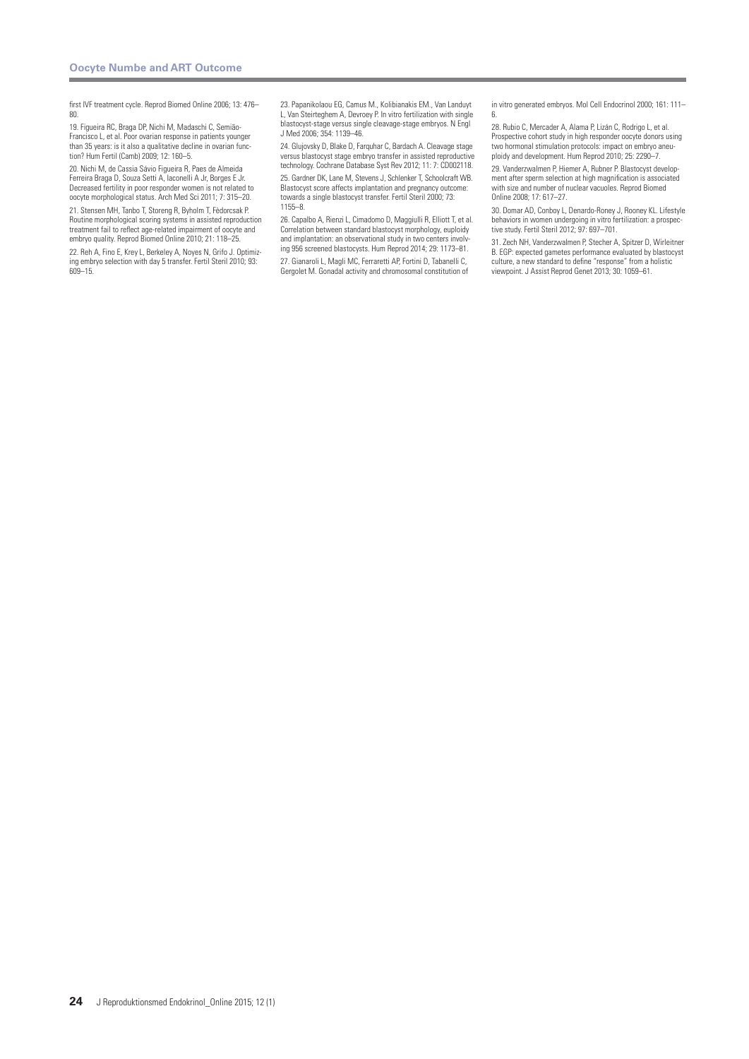first IVF treatment cycle. Reprod Biomed Online 2006; 13: 476–80.

19. Figueira RC, Braga DP, Nichi M, Madaschi C, Semião-Francisco L, et al. Poor ovarian response in patients younger than 35 years: is it also a qualitative decline in ovarian function? Hum Fertil (Camb) 2009; 12: 160–5.

20. Nichi M, de Cassia Sávio Figueira R, Paes de Almeida Ferreira Braga D, Souza Setti A, Iaconelli A Jr, Borges E Jr. Decreased fertility in poor responder women is not related to oocyte morphological status. Arch Med Sci 2011; 7: 315–20.

21. Stensen MH, Tanbo T, Storeng R, Byholm T, Fèdorcsak P. Routine morphological scoring systems in assisted reproduction treatment fail to reflect age-related impairment of oocyte and embryo quality. Reprod Biomed Online 2010; 21: 118–25.

22. Reh A, Fino E, Krey L, Berkeley A, Noyes N, Grifo J. Optimizing embryo selection with day 5 transfer. Fertil Steril 2010; 93: 609–15.

23. Papanikolaou EG, Camus M., Kolibianakis EM., Van Landuyt L, Van Steirteghem A, Devroey P. In vitro fertilization with single blastocyst-stage versus single cleavage-stage embryos. N Engl J Med 2006; 354: 1139–46.

24. Glujovsky D, Blake D, Farquhar C, Bardach A. Cleavage stage versus blastocyst stage embryo transfer in assisted reproductive technology. Cochrane Database Syst Rev 2012; 11: 7: CD002118.

25. Gardner DK, Lane M, Stevens J, Schlenker T, Schoolcraft WB. Blastocyst score affects implantation and pregnancy outcome: towards a single blastocyst transfer. Fertil Steril 2000; 73: 1155–8.

26. Capalbo A, Rienzi L, Cimadomo D, Maggiulli R, Elliott T, et al. Correlation between standard blastocyst morphology, euploidy and implantation: an observational study in two centers involving 956 screened blastocysts. Hum Reprod 2014; 29: 1173–81.

27. Gianaroli L, Magli MC, Ferraretti AP, Fortini D, Tabanelli C, Gergolet M. Gonadal activity and chromosomal constitution of in vitro generated embryos. Mol Cell Endocrinol 2000; 161: 111–6.

28. Rubio C, Mercader A, Alama P, Lizán C, Rodrigo L, et al. Prospective cohort study in high responder oocyte donors using two hormonal stimulation protocols: impact on embryo aneuploidy and development. Hum Reprod 2010; 25: 2290–7.

29. Vanderzwalmen P, Hiemer A, Rubner P. Blastocyst development after sperm selection at high magnification is associated with size and number of nuclear vacuoles. Reprod Biomed Online 2008; 17: 617–27.

30. Domar AD, Conboy L, Denardo-Roney J, Rooney KL. Lifestyle behaviors in women undergoing in vitro fertilization: a prospective study. Fertil Steril 2012; 97: 697–701.

31. Zech NH, Vanderzwalmen P, Stecher A, Spitzer D, Wirleitner B. EGP: expected gametes performance evaluated by blastocyst culture, a new standard to define "response" from a holistic viewpoint. J Assist Reprod Genet 2013; 30: 1059–61.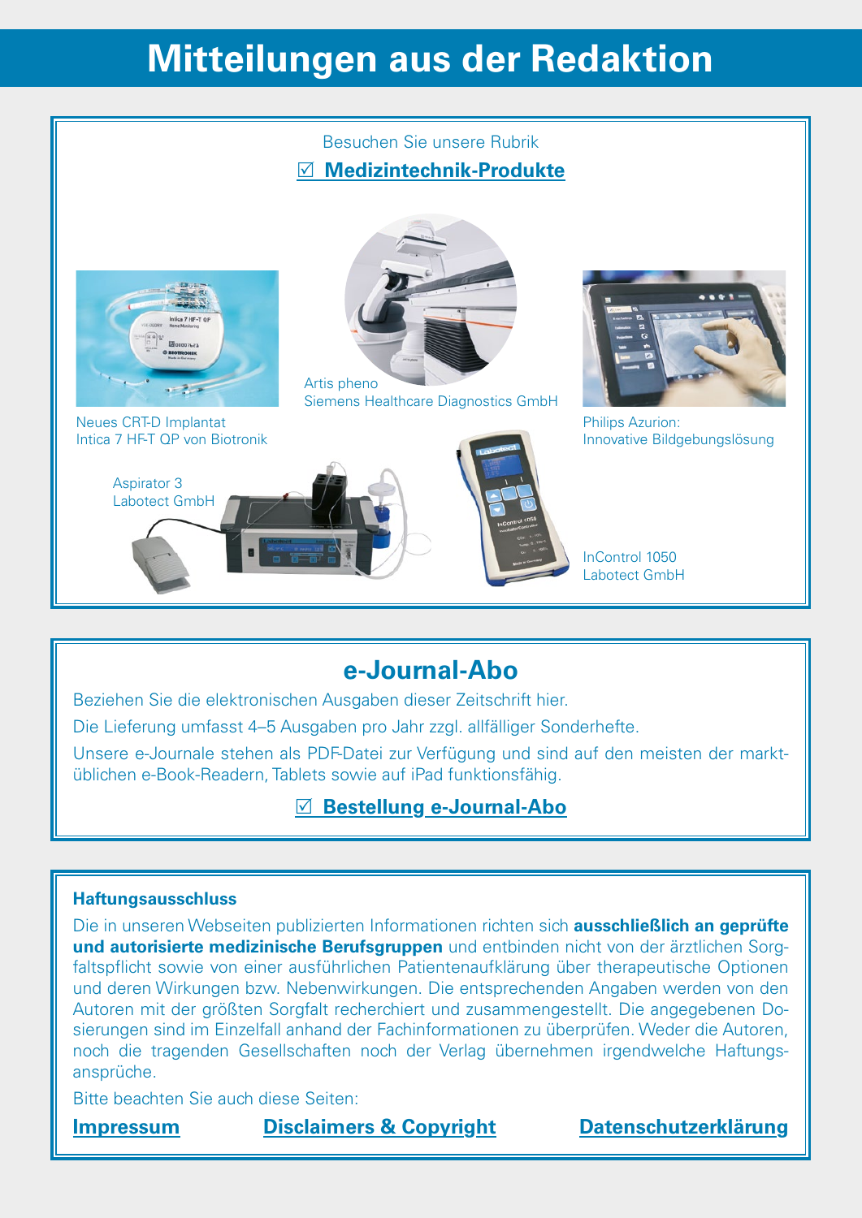# Mitteilungen aus der Redaktion

Besuchen Sie unsere Rubrik

☑ **Medizintechnik-Produkte**

Neues CRT-D Implantat
Intica 7 HF-T QP von Biotronik

Artis pheno
Siemens Healthcare Diagnostics GmbH

Philips Azurion:
Innovative Bildgebungslösung

Aspirator 3
Labotect GmbH

InControl 1050
Labotect GmbH

## e-Journal-Abo

Beziehen Sie die elektronischen Ausgaben dieser Zeitschrift hier.

Die Lieferung umfasst 4–5 Ausgaben pro Jahr zzgl. allfälliger Sonderhefte.

Unsere e-Journale stehen als PDF-Datei zur Verfügung und sind auf den meisten der marktüblichen e-Book-Readern, Tablets sowie auf iPad funktionsfähig.

☑ **Bestellung e-Journal-Abo**

**Haftungsausschluss**

Die in unseren Webseiten publizierten Informationen richten sich **ausschließlich an geprüfte und autorisierte medizinische Berufsgruppen** und entbinden nicht von der ärztlichen Sorgfaltspflicht sowie von einer ausführlichen Patientenaufklärung über therapeutische Optionen und deren Wirkungen bzw. Nebenwirkungen. Die entsprechenden Angaben werden von den Autoren mit der größten Sorgfalt recherchiert und zusammengestellt. Die angegebenen Dosierungen sind im Einzelfall anhand der Fachinformationen zu überprüfen. Weder die Autoren, noch die tragenden Gesellschaften noch der Verlag übernehmen irgendwelche Haftungsansprüche.

Bitte beachten Sie auch diese Seiten:

**Impressum** **Disclaimers & Copyright** **Datenschutzerklärung**